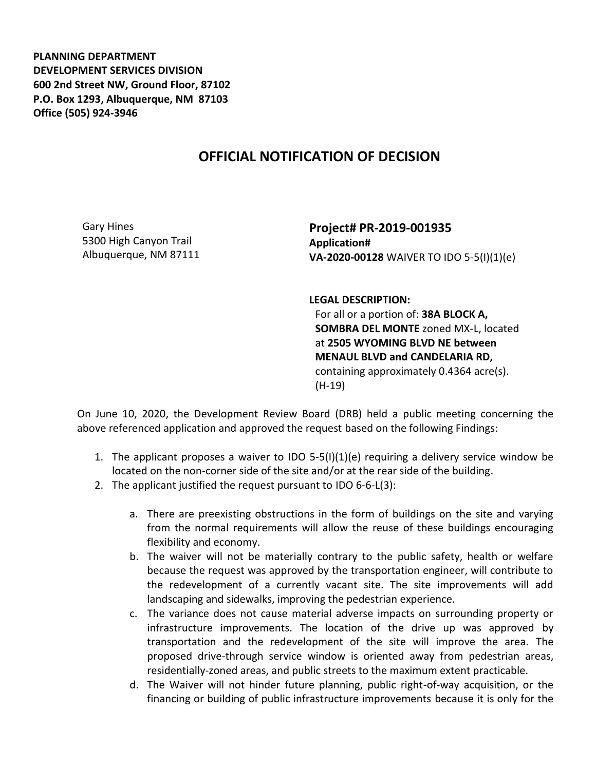**PLANNING DEPARTMENT**
**DEVELOPMENT SERVICES DIVISION**
**600 2nd Street NW, Ground Floor, 87102**
**P.O. Box 1293, Albuquerque, NM 87103**
**Office (505) 924-3946**

# OFFICIAL NOTIFICATION OF DECISION

Gary Hines
5300 High Canyon Trail
Albuquerque, NM 87111

**Project# PR-2019-001935**
**Application#**
**VA-2020-00128** WAIVER TO IDO 5-5(I)(1)(e)

**LEGAL DESCRIPTION:**
For all or a portion of: **38A BLOCK A, SOMBRA DEL MONTE** zoned MX-L, located at **2505 WYOMING BLVD NE between MENAUL BLVD and CANDELARIA RD,** containing approximately 0.4364 acre(s). (H-19)

On June 10, 2020, the Development Review Board (DRB) held a public meeting concerning the above referenced application and approved the request based on the following Findings:

1. The applicant proposes a waiver to IDO 5-5(I)(1)(e) requiring a delivery service window be located on the non-corner side of the site and/or at the rear side of the building.
2. The applicant justified the request pursuant to IDO 6-6-L(3):

    a. There are preexisting obstructions in the form of buildings on the site and varying from the normal requirements will allow the reuse of these buildings encouraging flexibility and economy.

    b. The waiver will not be materially contrary to the public safety, health or welfare because the request was approved by the transportation engineer, will contribute to the redevelopment of a currently vacant site. The site improvements will add landscaping and sidewalks, improving the pedestrian experience.

    c. The variance does not cause material adverse impacts on surrounding property or infrastructure improvements. The location of the drive up was approved by transportation and the redevelopment of the site will improve the area. The proposed drive-through service window is oriented away from pedestrian areas, residentially-zoned areas, and public streets to the maximum extent practicable.

    d. The Waiver will not hinder future planning, public right-of-way acquisition, or the financing or building of public infrastructure improvements because it is only for the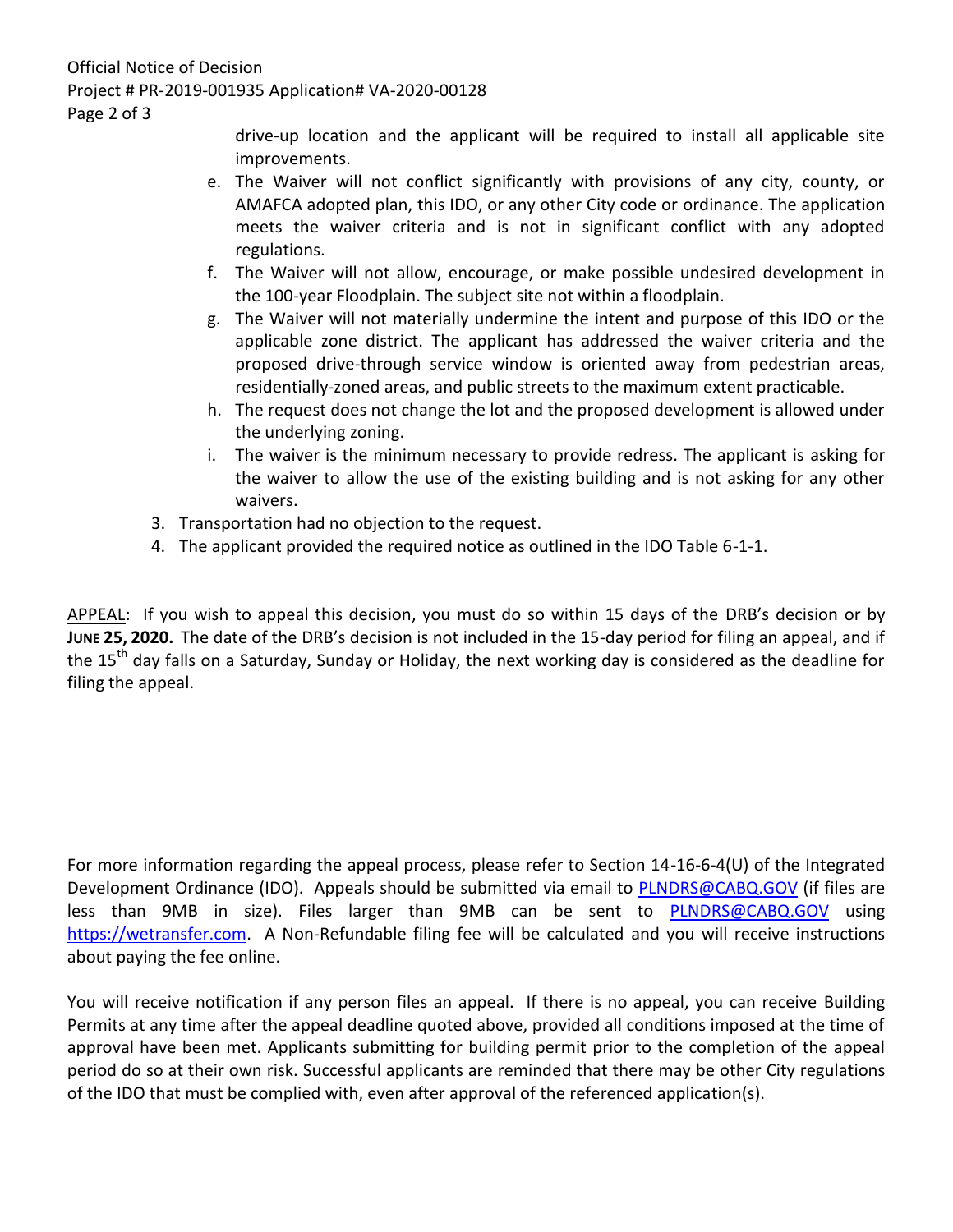drive-up location and the applicant will be required to install all applicable site improvements.

   e. The Waiver will not conflict significantly with provisions of any city, county, or AMAFCA adopted plan, this IDO, or any other City code or ordinance. The application meets the waiver criteria and is not in significant conflict with any adopted regulations.
   f. The Waiver will not allow, encourage, or make possible undesired development in the 100-year Floodplain. The subject site not within a floodplain.
   g. The Waiver will not materially undermine the intent and purpose of this IDO or the applicable zone district. The applicant has addressed the waiver criteria and the proposed drive-through service window is oriented away from pedestrian areas, residentially-zoned areas, and public streets to the maximum extent practicable.
   h. The request does not change the lot and the proposed development is allowed under the underlying zoning.
   i. The waiver is the minimum necessary to provide redress. The applicant is asking for the waiver to allow the use of the existing building and is not asking for any other waivers.

3. Transportation had no objection to the request.
4. The applicant provided the required notice as outlined in the IDO Table 6-1-1.

APPEAL: If you wish to appeal this decision, you must do so within 15 days of the DRB's decision or by **JUNE 25, 2020.** The date of the DRB's decision is not included in the 15-day period for filing an appeal, and if the 15th day falls on a Saturday, Sunday or Holiday, the next working day is considered as the deadline for filing the appeal.

For more information regarding the appeal process, please refer to Section 14-16-6-4(U) of the Integrated Development Ordinance (IDO). Appeals should be submitted via email to PLNDRS@CABQ.GOV (if files are less than 9MB in size). Files larger than 9MB can be sent to PLNDRS@CABQ.GOV using https://wetransfer.com. A Non-Refundable filing fee will be calculated and you will receive instructions about paying the fee online.

You will receive notification if any person files an appeal. If there is no appeal, you can receive Building Permits at any time after the appeal deadline quoted above, provided all conditions imposed at the time of approval have been met. Applicants submitting for building permit prior to the completion of the appeal period do so at their own risk. Successful applicants are reminded that there may be other City regulations of the IDO that must be complied with, even after approval of the referenced application(s).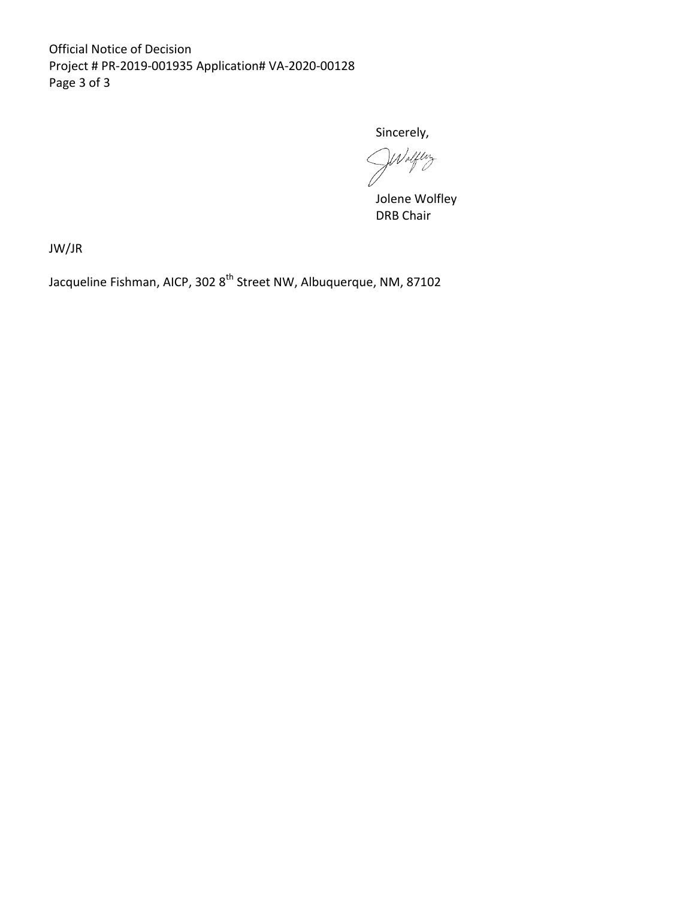Sincerely,

Jolene Wolfley
DRB Chair

JW/JR

Jacqueline Fishman, AICP, 302 8th Street NW, Albuquerque, NM, 87102